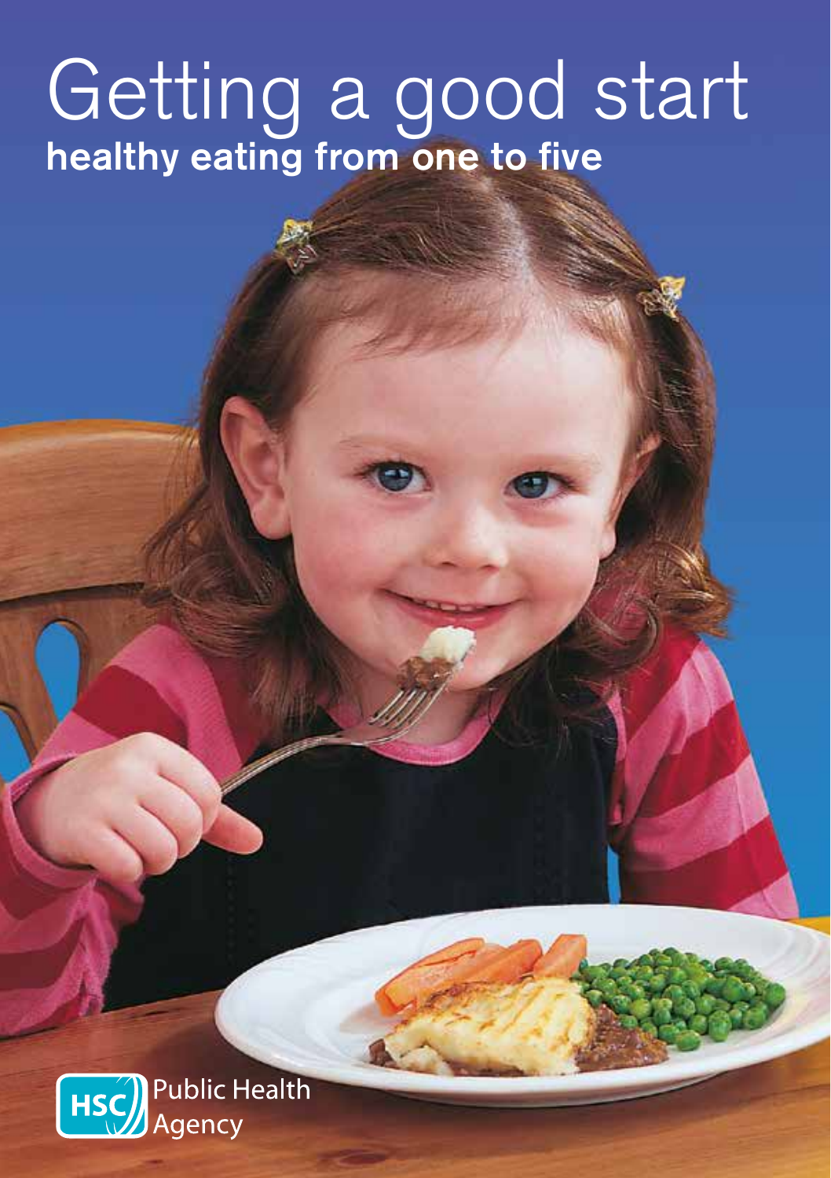# Getting a good start

## healthy eating from one to five

HSC Public Health Agency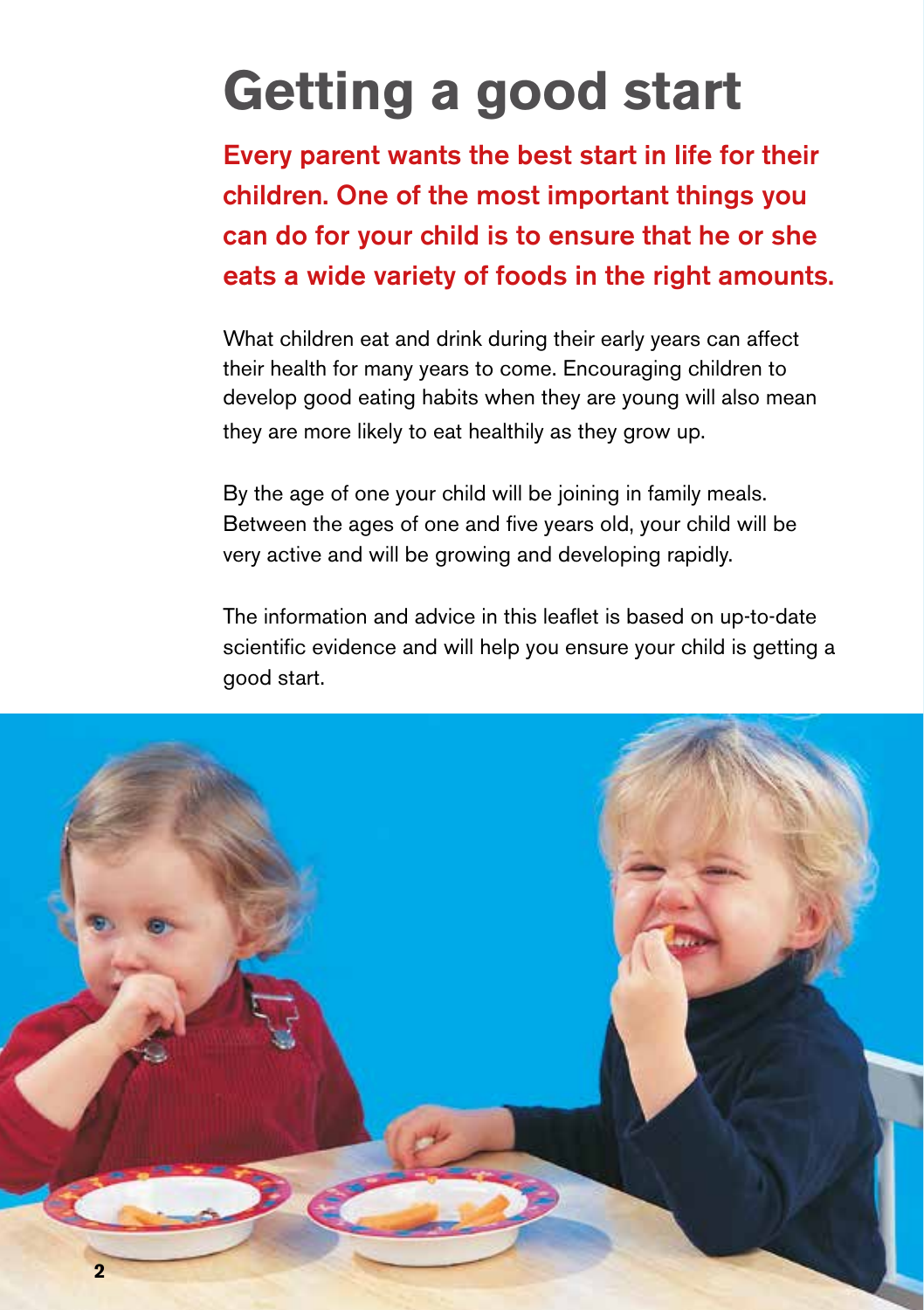# Getting a good start

**Every parent wants the best start in life for their children. One of the most important things you can do for your child is to ensure that he or she eats a wide variety of foods in the right amounts.**

What children eat and drink during their early years can affect their health for many years to come. Encouraging children to develop good eating habits when they are young will also mean they are more likely to eat healthily as they grow up.

By the age of one your child will be joining in family meals. Between the ages of one and five years old, your child will be very active and will be growing and developing rapidly.

The information and advice in this leaflet is based on up-to-date scientific evidence and will help you ensure your child is getting a good start.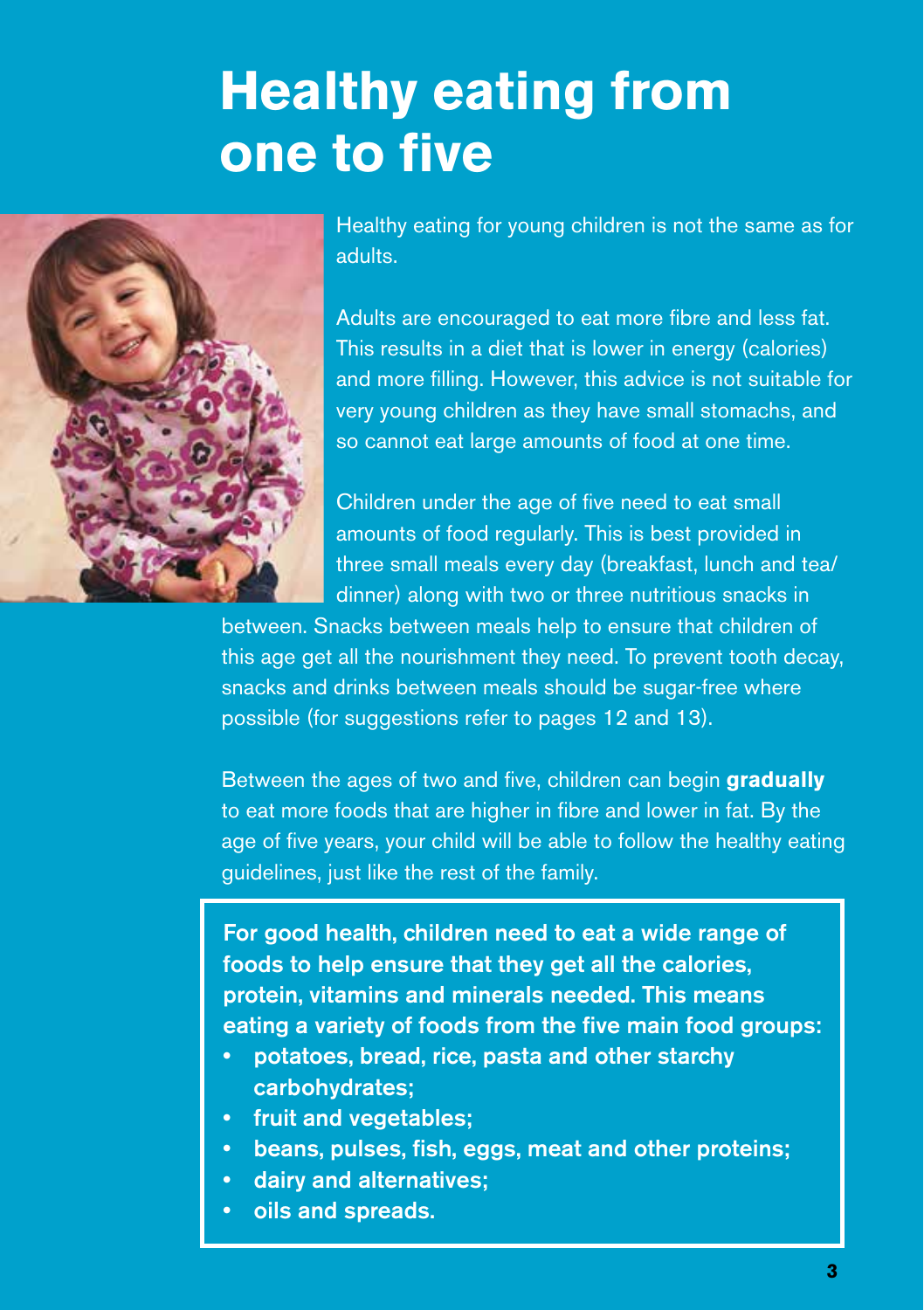# Healthy eating from one to five

Healthy eating for young children is not the same as for adults.

Adults are encouraged to eat more fibre and less fat. This results in a diet that is lower in energy (calories) and more filling. However, this advice is not suitable for very young children as they have small stomachs, and so cannot eat large amounts of food at one time.

Children under the age of five need to eat small amounts of food regularly. This is best provided in three small meals every day (breakfast, lunch and tea/ dinner) along with two or three nutritious snacks in between. Snacks between meals help to ensure that children of this age get all the nourishment they need. To prevent tooth decay, snacks and drinks between meals should be sugar-free where possible (for suggestions refer to pages 12 and 13).

Between the ages of two and five, children can begin **gradually** to eat more foods that are higher in fibre and lower in fat. By the age of five years, your child will be able to follow the healthy eating guidelines, just like the rest of the family.

**For good health, children need to eat a wide range of foods to help ensure that they get all the calories, protein, vitamins and minerals needed. This means eating a variety of foods from the five main food groups:**

- **potatoes, bread, rice, pasta and other starchy carbohydrates;**
- **fruit and vegetables;**
- **beans, pulses, fish, eggs, meat and other proteins;**
- **dairy and alternatives;**
- **oils and spreads.**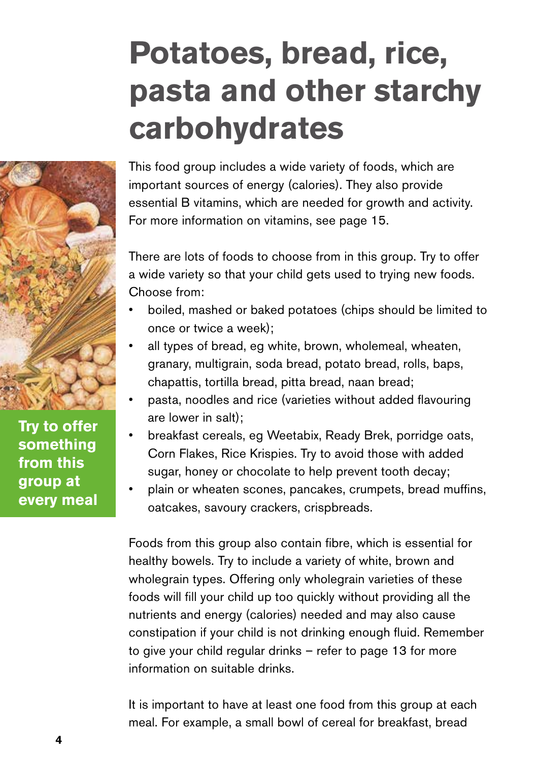# Potatoes, bread, rice, pasta and other starchy carbohydrates

**Try to offer something from this group at every meal**

This food group includes a wide variety of foods, which are important sources of energy (calories). They also provide essential B vitamins, which are needed for growth and activity. For more information on vitamins, see page 15.

There are lots of foods to choose from in this group. Try to offer a wide variety so that your child gets used to trying new foods. Choose from:

- boiled, mashed or baked potatoes (chips should be limited to once or twice a week);
- all types of bread, eg white, brown, wholemeal, wheaten, granary, multigrain, soda bread, potato bread, rolls, baps, chapattis, tortilla bread, pitta bread, naan bread;
- pasta, noodles and rice (varieties without added flavouring are lower in salt);
- breakfast cereals, eg Weetabix, Ready Brek, porridge oats, Corn Flakes, Rice Krispies. Try to avoid those with added sugar, honey or chocolate to help prevent tooth decay;
- plain or wheaten scones, pancakes, crumpets, bread muffins, oatcakes, savoury crackers, crispbreads.

Foods from this group also contain fibre, which is essential for healthy bowels. Try to include a variety of white, brown and wholegrain types. Offering only wholegrain varieties of these foods will fill your child up too quickly without providing all the nutrients and energy (calories) needed and may also cause constipation if your child is not drinking enough fluid. Remember to give your child regular drinks – refer to page 13 for more information on suitable drinks.

It is important to have at least one food from this group at each meal. For example, a small bowl of cereal for breakfast, bread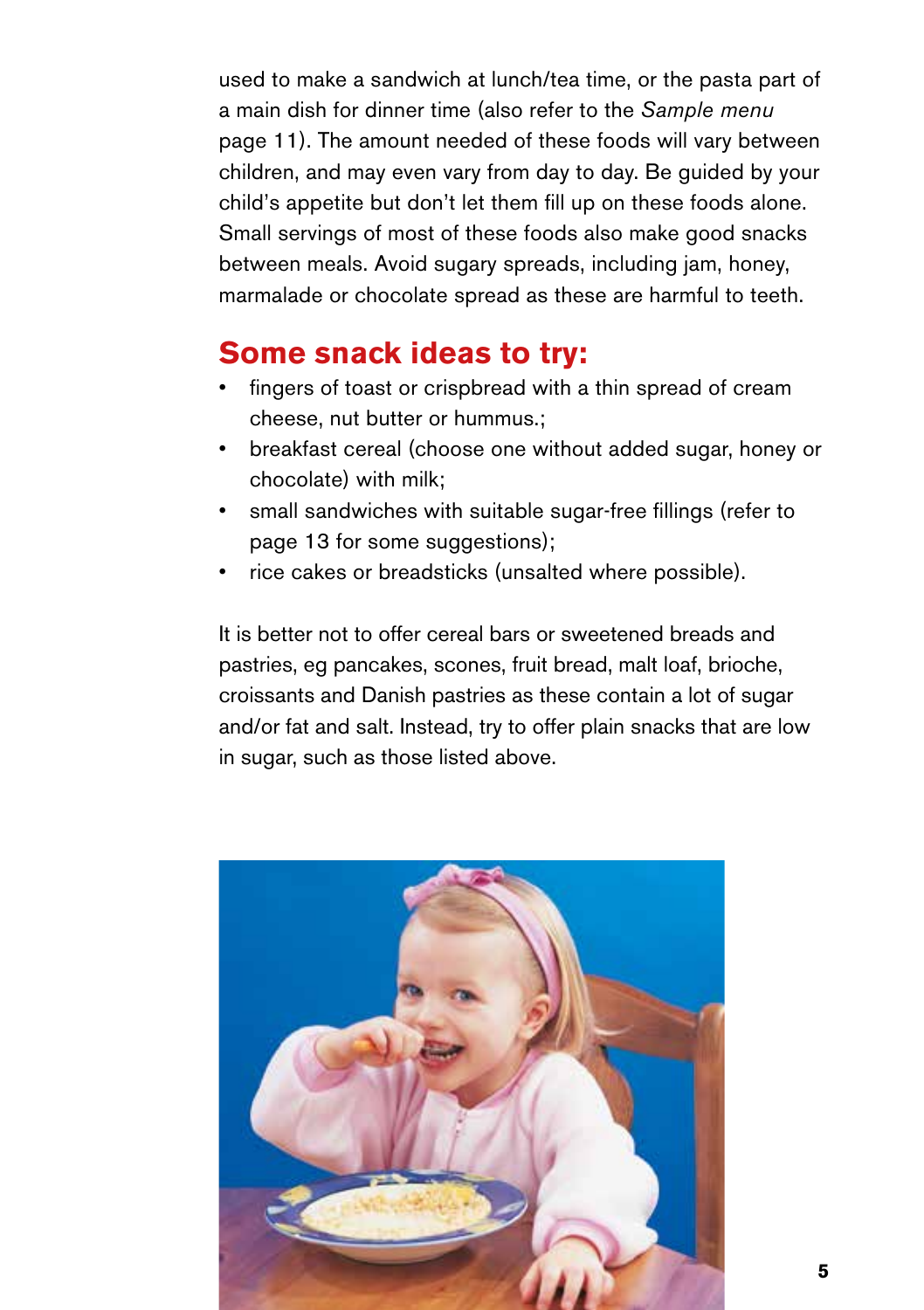used to make a sandwich at lunch/tea time, or the pasta part of a main dish for dinner time (also refer to the *Sample menu* page 11). The amount needed of these foods will vary between children, and may even vary from day to day. Be guided by your child's appetite but don't let them fill up on these foods alone. Small servings of most of these foods also make good snacks between meals. Avoid sugary spreads, including jam, honey, marmalade or chocolate spread as these are harmful to teeth.

## Some snack ideas to try:

- fingers of toast or crispbread with a thin spread of cream cheese, nut butter or hummus.;
- breakfast cereal (choose one without added sugar, honey or chocolate) with milk;
- small sandwiches with suitable sugar-free fillings (refer to page 13 for some suggestions);
- rice cakes or breadsticks (unsalted where possible).

It is better not to offer cereal bars or sweetened breads and pastries, eg pancakes, scones, fruit bread, malt loaf, brioche, croissants and Danish pastries as these contain a lot of sugar and/or fat and salt. Instead, try to offer plain snacks that are low in sugar, such as those listed above.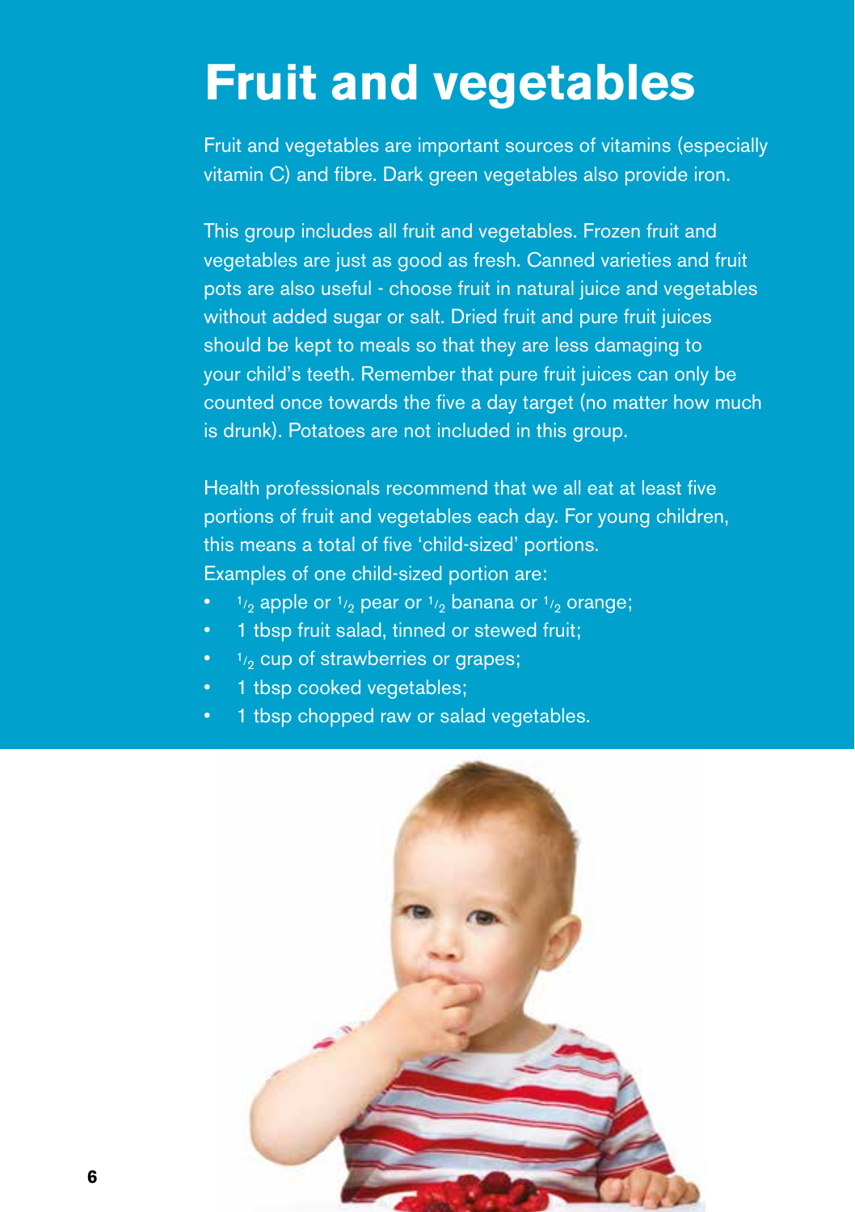# Fruit and vegetables

Fruit and vegetables are important sources of vitamins (especially vitamin C) and fibre. Dark green vegetables also provide iron.

This group includes all fruit and vegetables. Frozen fruit and vegetables are just as good as fresh. Canned varieties and fruit pots are also useful - choose fruit in natural juice and vegetables without added sugar or salt. Dried fruit and pure fruit juices should be kept to meals so that they are less damaging to your child's teeth. Remember that pure fruit juices can only be counted once towards the five a day target (no matter how much is drunk). Potatoes are not included in this group.

Health professionals recommend that we all eat at least five portions of fruit and vegetables each day. For young children, this means a total of five 'child-sized' portions.
Examples of one child-sized portion are:

- $^1/_2$ apple or $^1/_2$ pear or $^1/_2$ banana or $^1/_2$ orange;
- 1 tbsp fruit salad, tinned or stewed fruit;
- $^1/_2$ cup of strawberries or grapes;
- 1 tbsp cooked vegetables;
- 1 tbsp chopped raw or salad vegetables.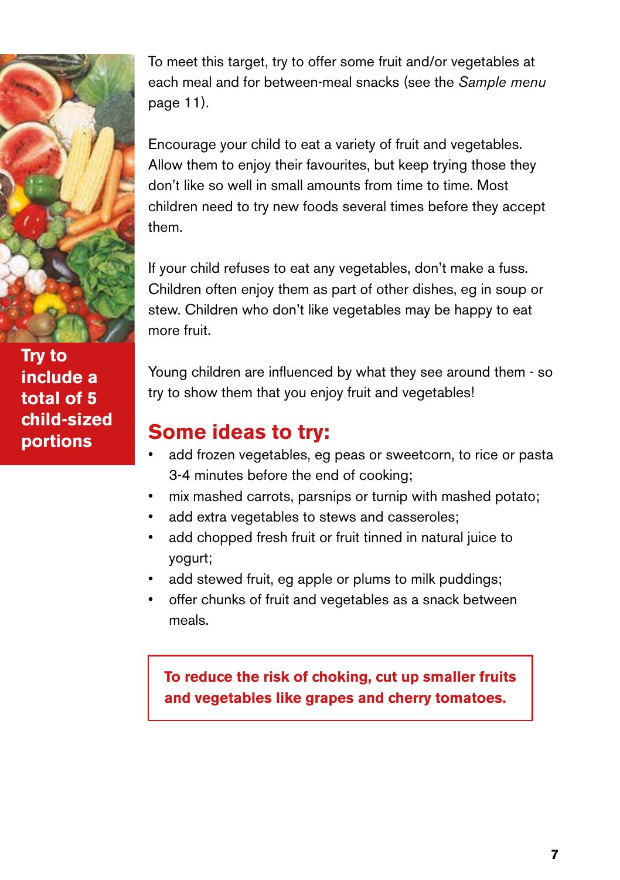**Try to include a total of 5 child-sized portions**

To meet this target, try to offer some fruit and/or vegetables at each meal and for between-meal snacks (see the *Sample menu* page 11).

Encourage your child to eat a variety of fruit and vegetables. Allow them to enjoy their favourites, but keep trying those they don't like so well in small amounts from time to time. Most children need to try new foods several times before they accept them.

If your child refuses to eat any vegetables, don't make a fuss. Children often enjoy them as part of other dishes, eg in soup or stew. Children who don't like vegetables may be happy to eat more fruit.

Young children are influenced by what they see around them - so try to show them that you enjoy fruit and vegetables!

## Some ideas to try:

- add frozen vegetables, eg peas or sweetcorn, to rice or pasta 3-4 minutes before the end of cooking;
- mix mashed carrots, parsnips or turnip with mashed potato;
- add extra vegetables to stews and casseroles;
- add chopped fresh fruit or fruit tinned in natural juice to yogurt;
- add stewed fruit, eg apple or plums to milk puddings;
- offer chunks of fruit and vegetables as a snack between meals.

**To reduce the risk of choking, cut up smaller fruits and vegetables like grapes and cherry tomatoes.**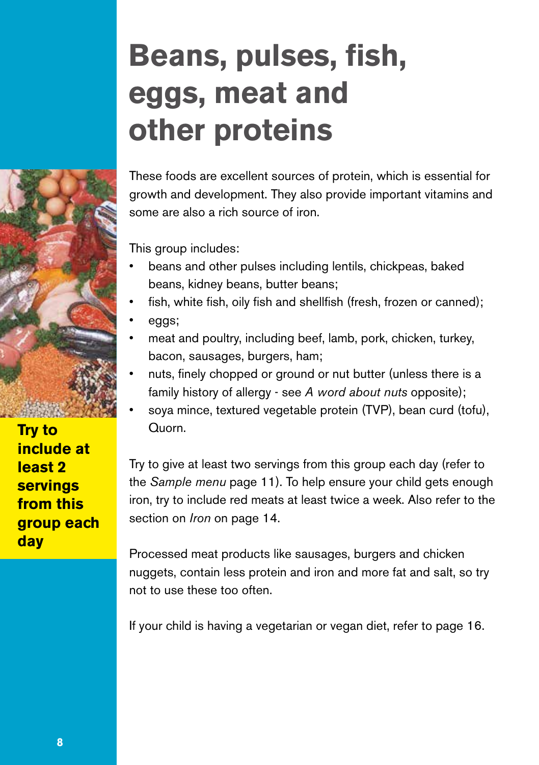# Beans, pulses, fish, eggs, meat and other proteins

**Try to include at least 2 servings from this group each day**

These foods are excellent sources of protein, which is essential for growth and development. They also provide important vitamins and some are also a rich source of iron.

This group includes:

- beans and other pulses including lentils, chickpeas, baked beans, kidney beans, butter beans;
- fish, white fish, oily fish and shellfish (fresh, frozen or canned);
- eggs;
- meat and poultry, including beef, lamb, pork, chicken, turkey, bacon, sausages, burgers, ham;
- nuts, finely chopped or ground or nut butter (unless there is a family history of allergy - see *A word about nuts* opposite);
- soya mince, textured vegetable protein (TVP), bean curd (tofu), Quorn.

Try to give at least two servings from this group each day (refer to the *Sample menu* page 11). To help ensure your child gets enough iron, try to include red meats at least twice a week. Also refer to the section on *Iron* on page 14.

Processed meat products like sausages, burgers and chicken nuggets, contain less protein and iron and more fat and salt, so try not to use these too often.

If your child is having a vegetarian or vegan diet, refer to page 16.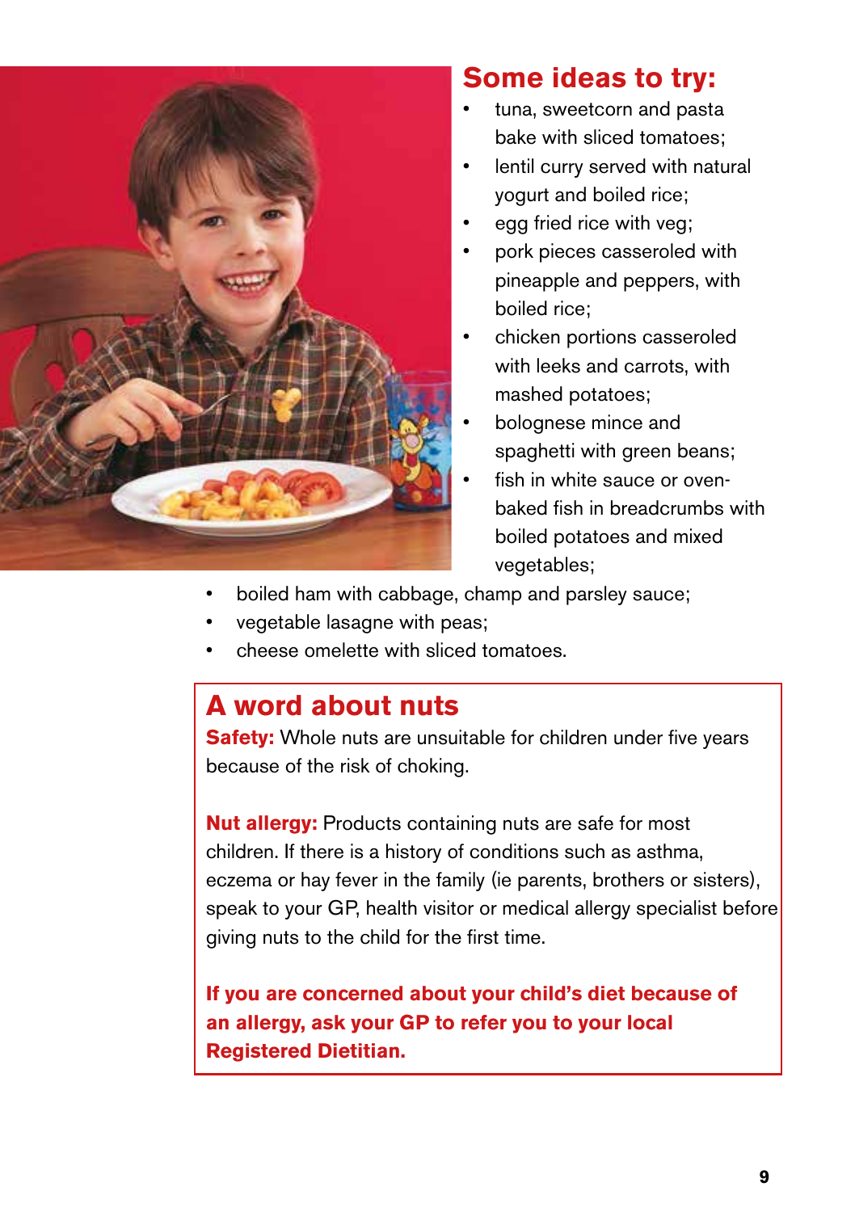## Some ideas to try:

- tuna, sweetcorn and pasta bake with sliced tomatoes;
- lentil curry served with natural yogurt and boiled rice;
- egg fried rice with veg;
- pork pieces casseroled with pineapple and peppers, with boiled rice;
- chicken portions casseroled with leeks and carrots, with mashed potatoes;
- bolognese mince and spaghetti with green beans;
- fish in white sauce or oven-baked fish in breadcrumbs with boiled potatoes and mixed vegetables;
- boiled ham with cabbage, champ and parsley sauce;
- vegetable lasagne with peas;
- cheese omelette with sliced tomatoes.

## A word about nuts

**Safety:** Whole nuts are unsuitable for children under five years because of the risk of choking.

**Nut allergy:** Products containing nuts are safe for most children. If there is a history of conditions such as asthma, eczema or hay fever in the family (ie parents, brothers or sisters), speak to your GP, health visitor or medical allergy specialist before giving nuts to the child for the first time.

**If you are concerned about your child's diet because of an allergy, ask your GP to refer you to your local Registered Dietitian.**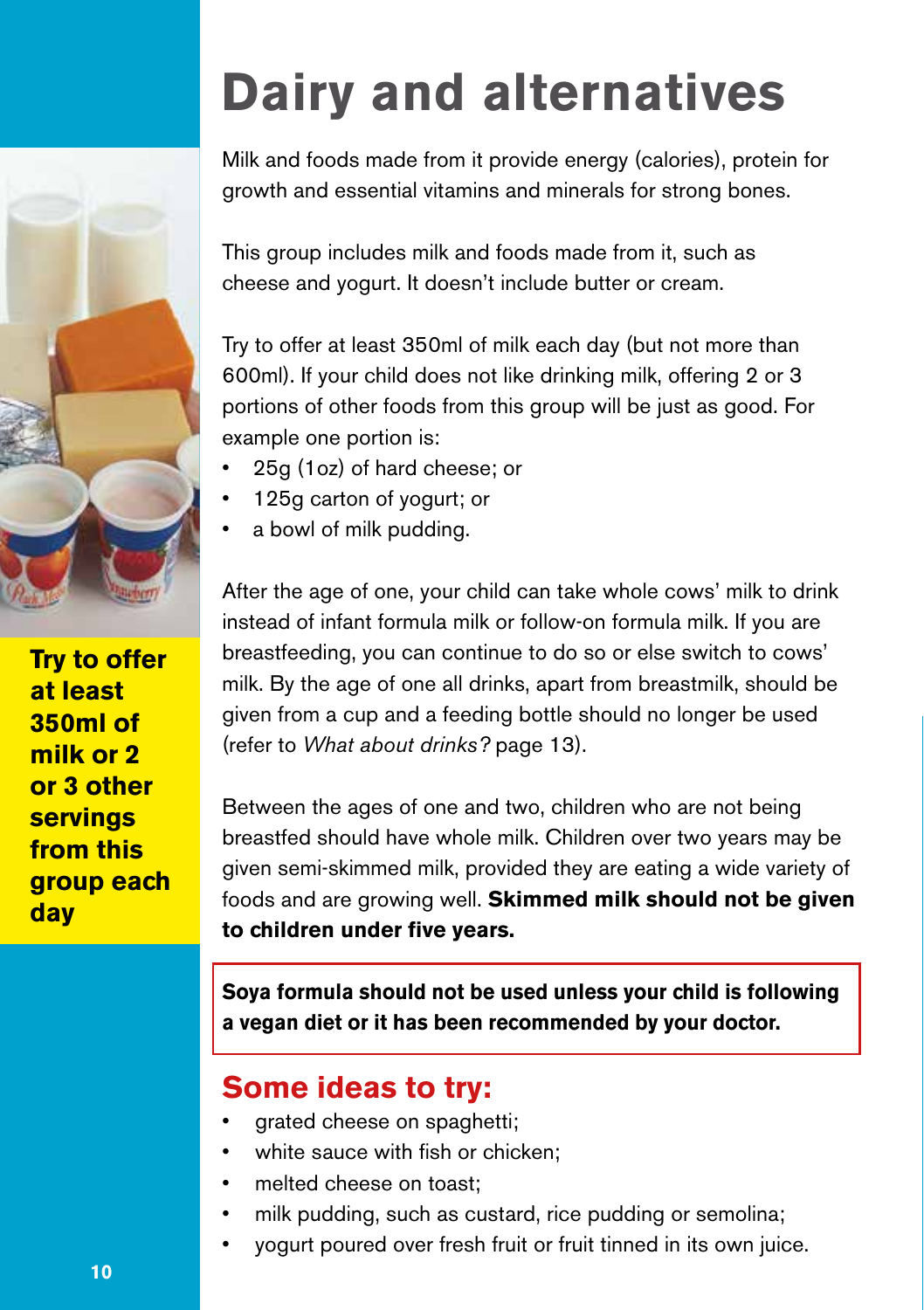# Dairy and alternatives

**Try to offer at least 350ml of milk or 2 or 3 other servings from this group each day**

Milk and foods made from it provide energy (calories), protein for growth and essential vitamins and minerals for strong bones.

This group includes milk and foods made from it, such as cheese and yogurt. It doesn't include butter or cream.

Try to offer at least 350ml of milk each day (but not more than 600ml). If your child does not like drinking milk, offering 2 or 3 portions of other foods from this group will be just as good. For example one portion is:

- 25g (1oz) of hard cheese; or
- 125g carton of yogurt; or
- a bowl of milk pudding.

After the age of one, your child can take whole cows' milk to drink instead of infant formula milk or follow-on formula milk. If you are breastfeeding, you can continue to do so or else switch to cows' milk. By the age of one all drinks, apart from breastmilk, should be given from a cup and a feeding bottle should no longer be used (refer to *What about drinks?* page 13).

Between the ages of one and two, children who are not being breastfed should have whole milk. Children over two years may be given semi-skimmed milk, provided they are eating a wide variety of foods and are growing well. **Skimmed milk should not be given to children under five years.**

**Soya formula should not be used unless your child is following a vegan diet or it has been recommended by your doctor.**

## Some ideas to try:

- grated cheese on spaghetti;
- white sauce with fish or chicken;
- melted cheese on toast;
- milk pudding, such as custard, rice pudding or semolina;
- yogurt poured over fresh fruit or fruit tinned in its own juice.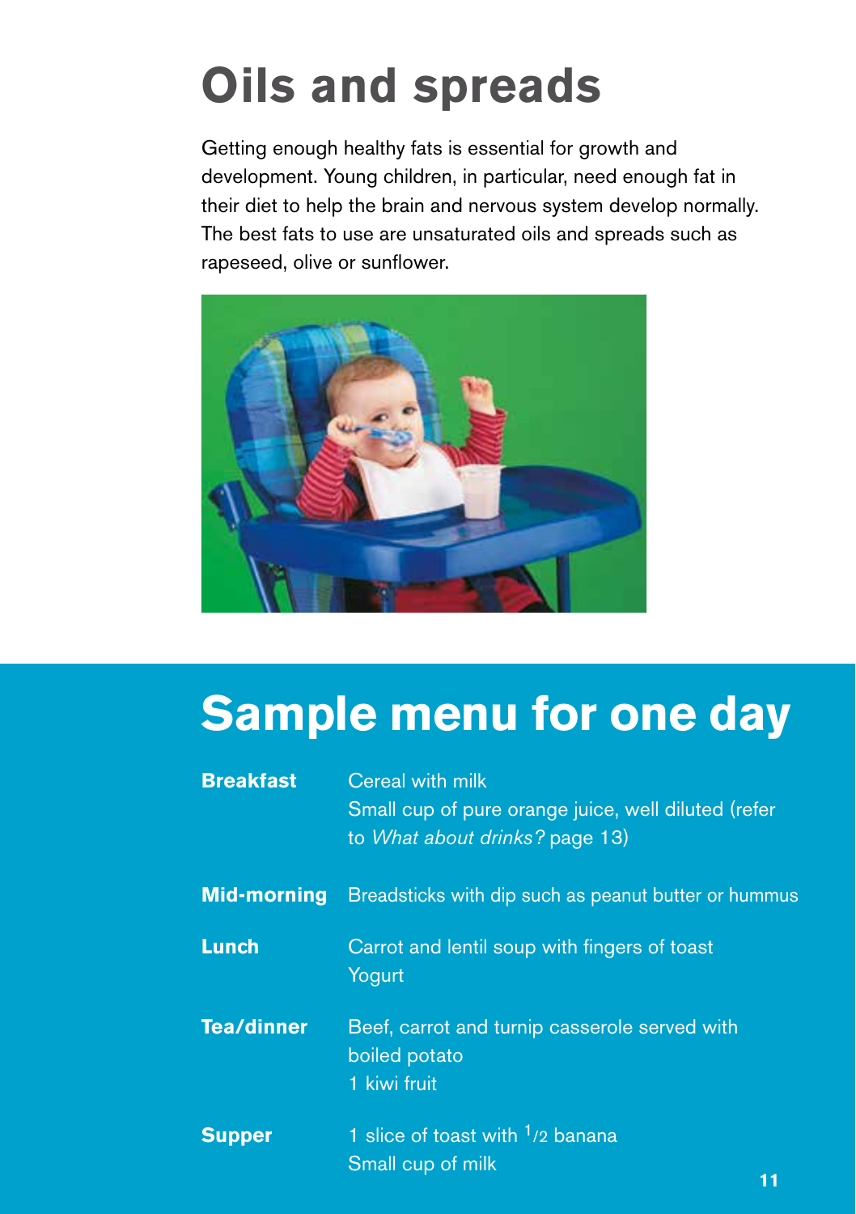# Oils and spreads

Getting enough healthy fats is essential for growth and development. Young children, in particular, need enough fat in their diet to help the brain and nervous system develop normally. The best fats to use are unsaturated oils and spreads such as rapeseed, olive or sunflower.

## Sample menu for one day

| | |
|---|---|
| **Breakfast** | Cereal with milk<br>Small cup of pure orange juice, well diluted (refer to *What about drinks?* page 13) |
| **Mid-morning** | Breadsticks with dip such as peanut butter or hummus |
| **Lunch** | Carrot and lentil soup with fingers of toast<br>Yogurt |
| **Tea/dinner** | Beef, carrot and turnip casserole served with boiled potato<br>1 kiwi fruit |
| **Supper** | 1 slice of toast with 1/2 banana<br>Small cup of milk |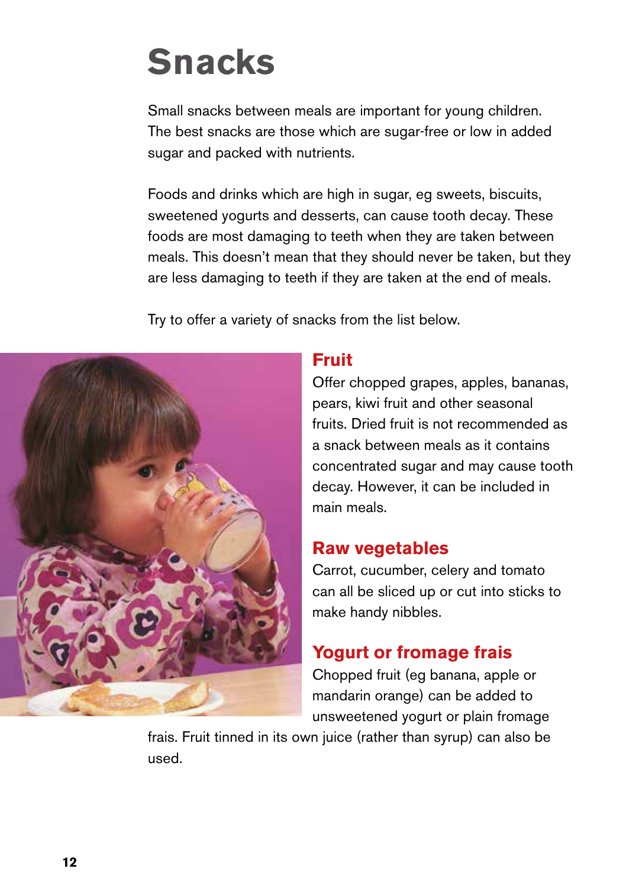# Snacks

Small snacks between meals are important for young children. The best snacks are those which are sugar-free or low in added sugar and packed with nutrients.

Foods and drinks which are high in sugar, eg sweets, biscuits, sweetened yogurts and desserts, can cause tooth decay. These foods are most damaging to teeth when they are taken between meals. This doesn't mean that they should never be taken, but they are less damaging to teeth if they are taken at the end of meals.

Try to offer a variety of snacks from the list below.

## Fruit

Offer chopped grapes, apples, bananas, pears, kiwi fruit and other seasonal fruits. Dried fruit is not recommended as a snack between meals as it contains concentrated sugar and may cause tooth decay. However, it can be included in main meals.

## Raw vegetables

Carrot, cucumber, celery and tomato can all be sliced up or cut into sticks to make handy nibbles.

## Yogurt or fromage frais

Chopped fruit (eg banana, apple or mandarin orange) can be added to unsweetened yogurt or plain fromage frais. Fruit tinned in its own juice (rather than syrup) can also be used.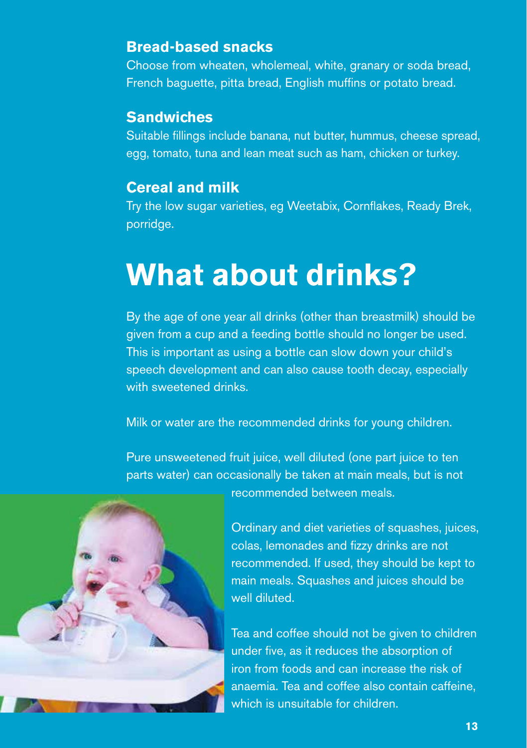### Bread-based snacks

Choose from wheaten, wholemeal, white, granary or soda bread, French baguette, pitta bread, English muffins or potato bread.

### Sandwiches

Suitable fillings include banana, nut butter, hummus, cheese spread, egg, tomato, tuna and lean meat such as ham, chicken or turkey.

### Cereal and milk

Try the low sugar varieties, eg Weetabix, Cornflakes, Ready Brek, porridge.

# What about drinks?

By the age of one year all drinks (other than breastmilk) should be given from a cup and a feeding bottle should no longer be used. This is important as using a bottle can slow down your child's speech development and can also cause tooth decay, especially with sweetened drinks.

Milk or water are the recommended drinks for young children.

Pure unsweetened fruit juice, well diluted (one part juice to ten parts water) can occasionally be taken at main meals, but is not recommended between meals.

Ordinary and diet varieties of squashes, juices, colas, lemonades and fizzy drinks are not recommended. If used, they should be kept to main meals. Squashes and juices should be well diluted.

Tea and coffee should not be given to children under five, as it reduces the absorption of iron from foods and can increase the risk of anaemia. Tea and coffee also contain caffeine, which is unsuitable for children.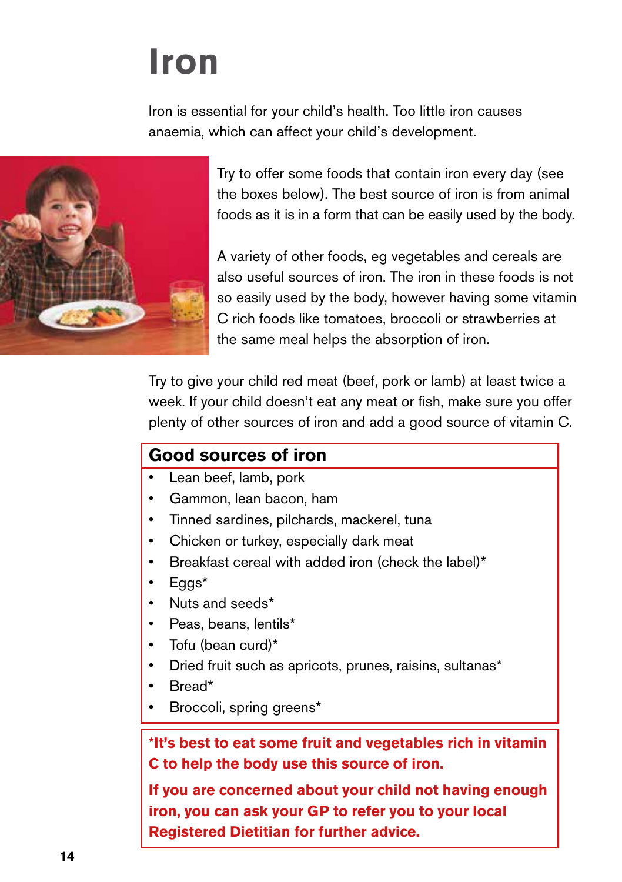# Iron

Iron is essential for your child's health. Too little iron causes anaemia, which can affect your child's development.

Try to offer some foods that contain iron every day (see the boxes below). The best source of iron is from animal foods as it is in a form that can be easily used by the body.

A variety of other foods, eg vegetables and cereals are also useful sources of iron. The iron in these foods is not so easily used by the body, however having some vitamin C rich foods like tomatoes, broccoli or strawberries at the same meal helps the absorption of iron.

Try to give your child red meat (beef, pork or lamb) at least twice a week. If your child doesn't eat any meat or fish, make sure you offer plenty of other sources of iron and add a good source of vitamin C.

## Good sources of iron

- Lean beef, lamb, pork
- Gammon, lean bacon, ham
- Tinned sardines, pilchards, mackerel, tuna
- Chicken or turkey, especially dark meat
- Breakfast cereal with added iron (check the label)*
- Eggs*
- Nuts and seeds*
- Peas, beans, lentils*
- Tofu (bean curd)*
- Dried fruit such as apricots, prunes, raisins, sultanas*
- Bread*
- Broccoli, spring greens*

**\*It's best to eat some fruit and vegetables rich in vitamin C to help the body use this source of iron.**

**If you are concerned about your child not having enough iron, you can ask your GP to refer you to your local Registered Dietitian for further advice.**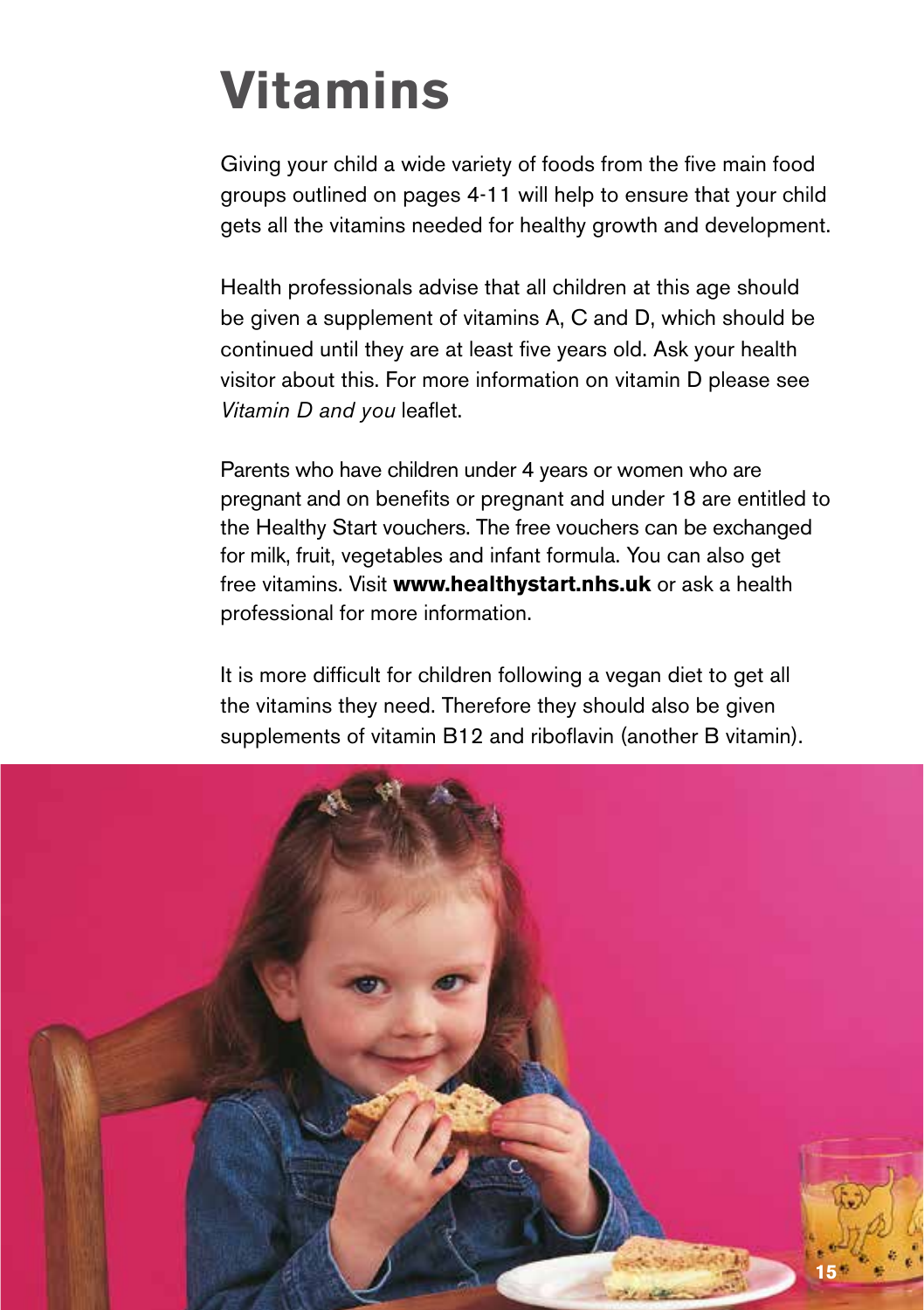# Vitamins

Giving your child a wide variety of foods from the five main food groups outlined on pages 4-11 will help to ensure that your child gets all the vitamins needed for healthy growth and development.

Health professionals advise that all children at this age should be given a supplement of vitamins A, C and D, which should be continued until they are at least five years old. Ask your health visitor about this. For more information on vitamin D please see *Vitamin D and you* leaflet.

Parents who have children under 4 years or women who are pregnant and on benefits or pregnant and under 18 are entitled to the Healthy Start vouchers. The free vouchers can be exchanged for milk, fruit, vegetables and infant formula. You can also get free vitamins. Visit **www.healthystart.nhs.uk** or ask a health professional for more information.

It is more difficult for children following a vegan diet to get all the vitamins they need. Therefore they should also be given supplements of vitamin B12 and riboflavin (another B vitamin).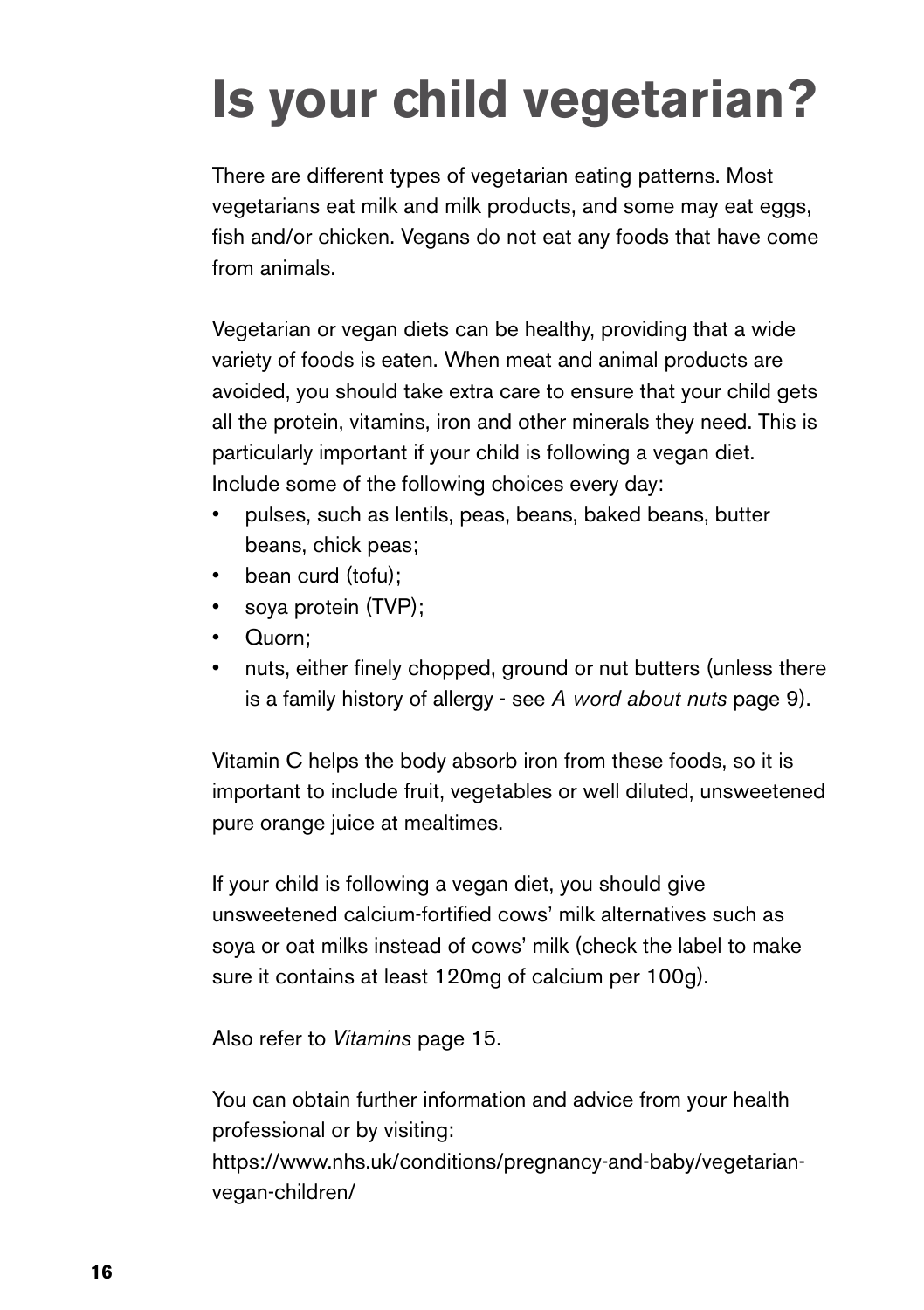# Is your child vegetarian?

There are different types of vegetarian eating patterns. Most vegetarians eat milk and milk products, and some may eat eggs, fish and/or chicken. Vegans do not eat any foods that have come from animals.

Vegetarian or vegan diets can be healthy, providing that a wide variety of foods is eaten. When meat and animal products are avoided, you should take extra care to ensure that your child gets all the protein, vitamins, iron and other minerals they need. This is particularly important if your child is following a vegan diet. Include some of the following choices every day:

- pulses, such as lentils, peas, beans, baked beans, butter beans, chick peas;
- bean curd (tofu);
- soya protein (TVP);
- Quorn;
- nuts, either finely chopped, ground or nut butters (unless there is a family history of allergy - see *A word about nuts* page 9).

Vitamin C helps the body absorb iron from these foods, so it is important to include fruit, vegetables or well diluted, unsweetened pure orange juice at mealtimes.

If your child is following a vegan diet, you should give unsweetened calcium-fortified cows' milk alternatives such as soya or oat milks instead of cows' milk (check the label to make sure it contains at least 120mg of calcium per 100g).

Also refer to *Vitamins* page 15.

You can obtain further information and advice from your health professional or by visiting:
https://www.nhs.uk/conditions/pregnancy-and-baby/vegetarian-vegan-children/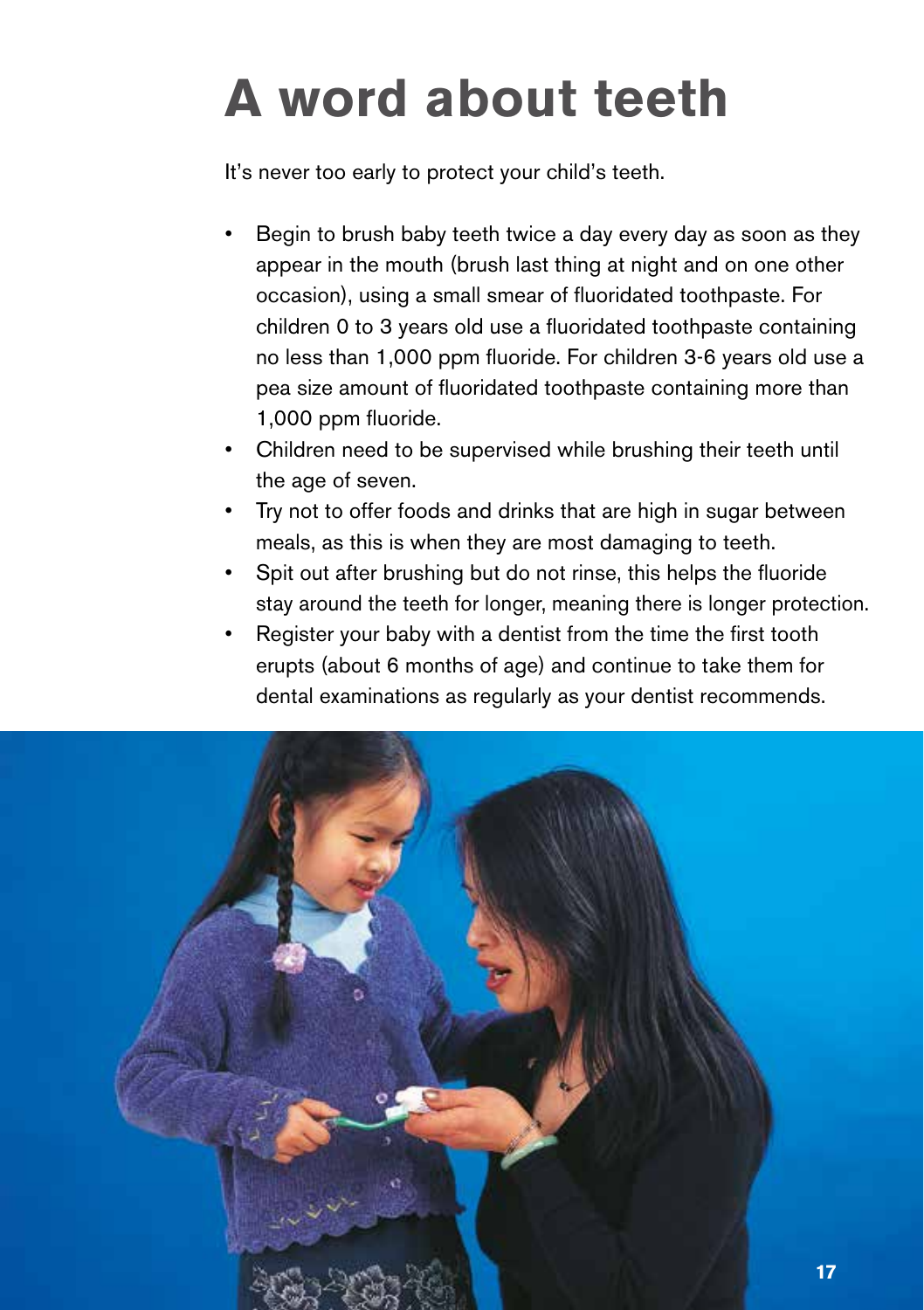# A word about teeth

It's never too early to protect your child's teeth.

- Begin to brush baby teeth twice a day every day as soon as they appear in the mouth (brush last thing at night and on one other occasion), using a small smear of fluoridated toothpaste. For children 0 to 3 years old use a fluoridated toothpaste containing no less than 1,000 ppm fluoride. For children 3-6 years old use a pea size amount of fluoridated toothpaste containing more than 1,000 ppm fluoride.
- Children need to be supervised while brushing their teeth until the age of seven.
- Try not to offer foods and drinks that are high in sugar between meals, as this is when they are most damaging to teeth.
- Spit out after brushing but do not rinse, this helps the fluoride stay around the teeth for longer, meaning there is longer protection.
- Register your baby with a dentist from the time the first tooth erupts (about 6 months of age) and continue to take them for dental examinations as regularly as your dentist recommends.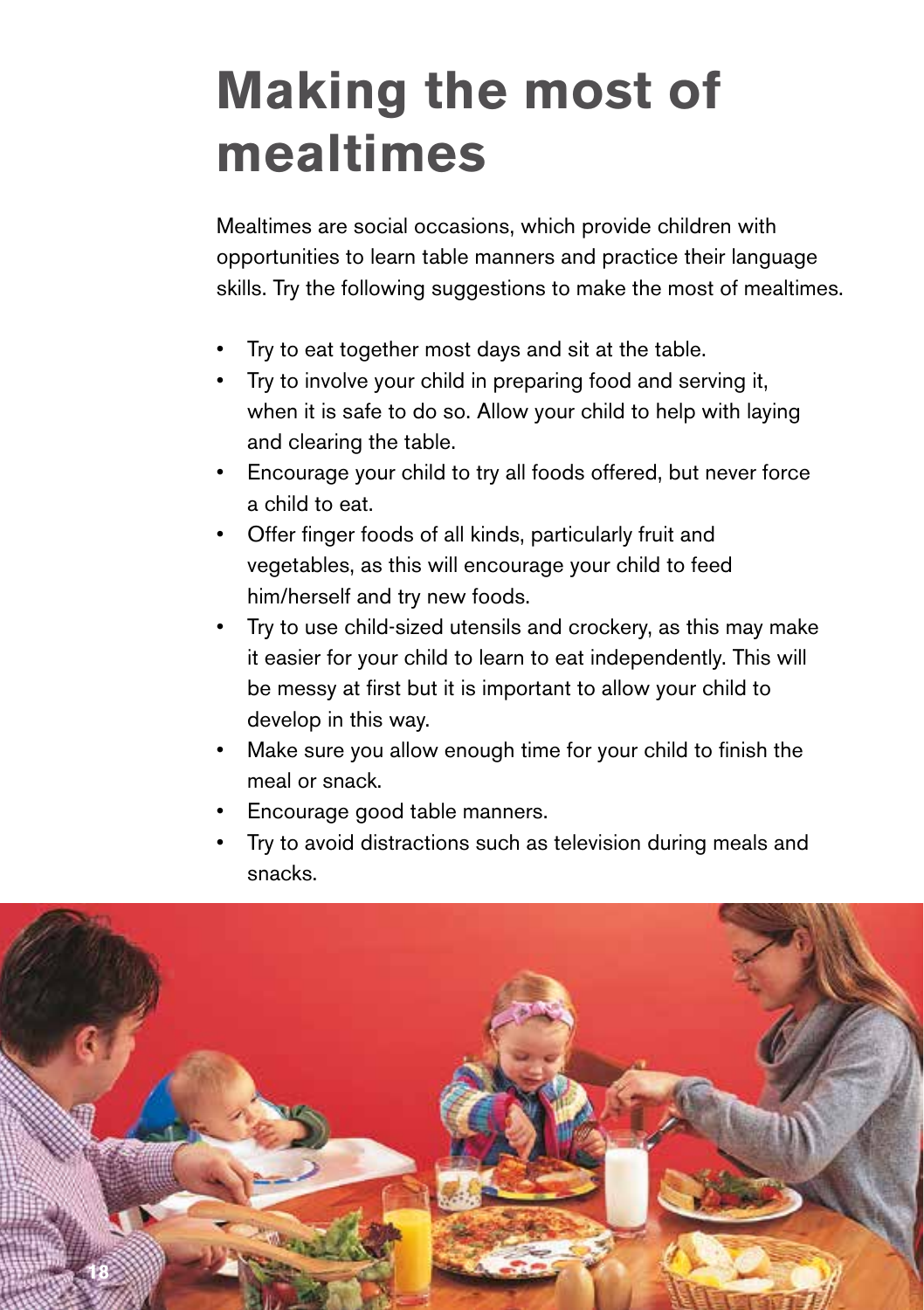# Making the most of mealtimes

Mealtimes are social occasions, which provide children with opportunities to learn table manners and practice their language skills. Try the following suggestions to make the most of mealtimes.

- Try to eat together most days and sit at the table.
- Try to involve your child in preparing food and serving it, when it is safe to do so. Allow your child to help with laying and clearing the table.
- Encourage your child to try all foods offered, but never force a child to eat.
- Offer finger foods of all kinds, particularly fruit and vegetables, as this will encourage your child to feed him/herself and try new foods.
- Try to use child-sized utensils and crockery, as this may make it easier for your child to learn to eat independently. This will be messy at first but it is important to allow your child to develop in this way.
- Make sure you allow enough time for your child to finish the meal or snack.
- Encourage good table manners.
- Try to avoid distractions such as television during meals and snacks.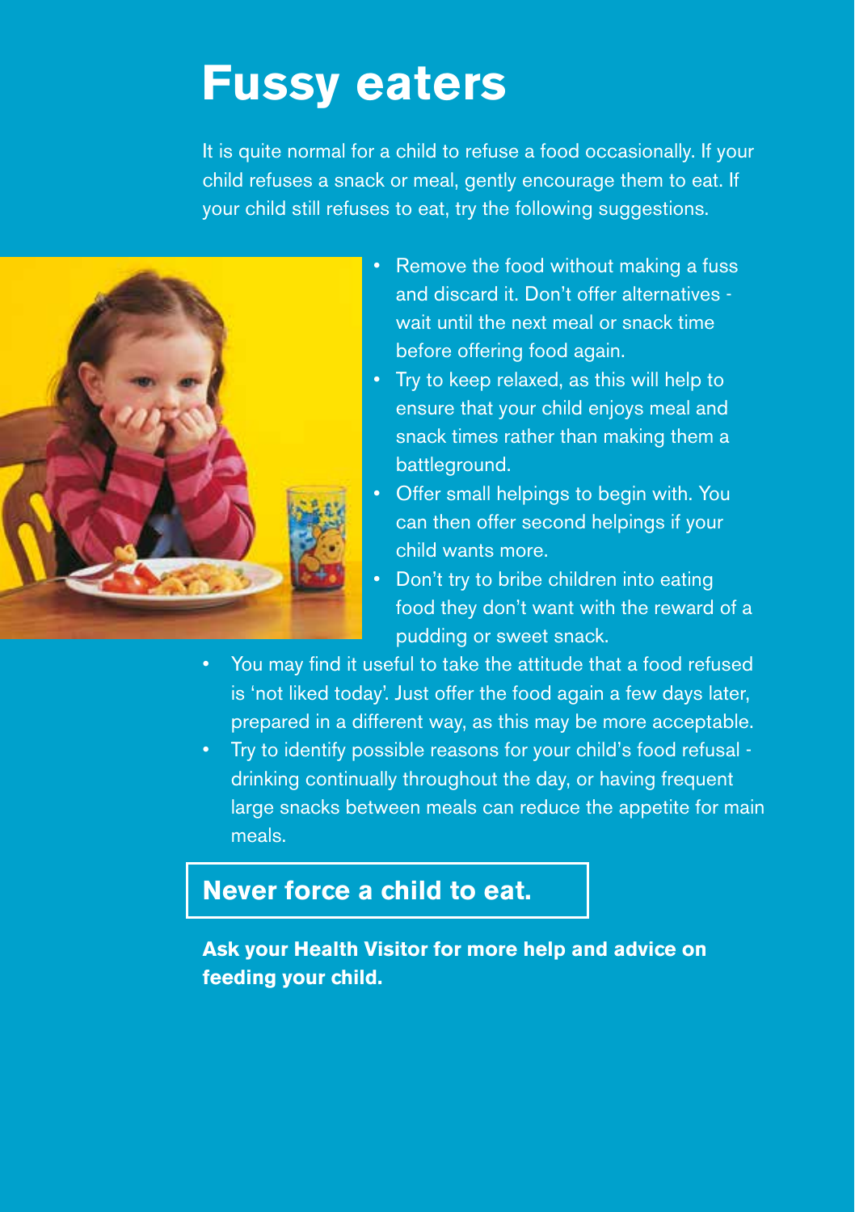# Fussy eaters

It is quite normal for a child to refuse a food occasionally. If your child refuses a snack or meal, gently encourage them to eat. If your child still refuses to eat, try the following suggestions.

- Remove the food without making a fuss and discard it. Don't offer alternatives - wait until the next meal or snack time before offering food again.
- Try to keep relaxed, as this will help to ensure that your child enjoys meal and snack times rather than making them a battleground.
- Offer small helpings to begin with. You can then offer second helpings if your child wants more.
- Don't try to bribe children into eating food they don't want with the reward of a pudding or sweet snack.
- You may find it useful to take the attitude that a food refused is 'not liked today'. Just offer the food again a few days later, prepared in a different way, as this may be more acceptable.
- Try to identify possible reasons for your child's food refusal - drinking continually throughout the day, or having frequent large snacks between meals can reduce the appetite for main meals.

**Never force a child to eat.**

**Ask your Health Visitor for more help and advice on feeding your child.**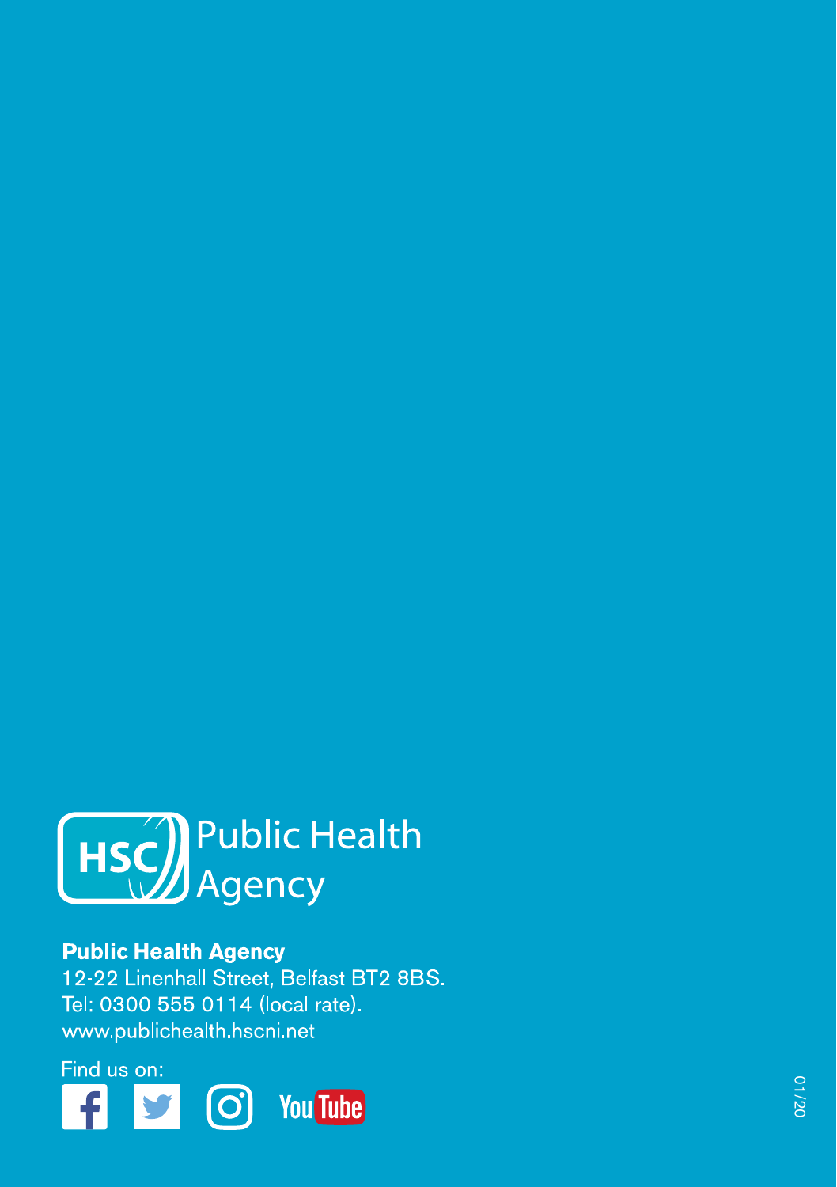Public Health Agency

**Public Health Agency**
12-22 Linenhall Street, Belfast BT2 8BS.
Tel: 0300 555 0114 (local rate).
www.publichealth.hscni.net

Find us on:

01/20